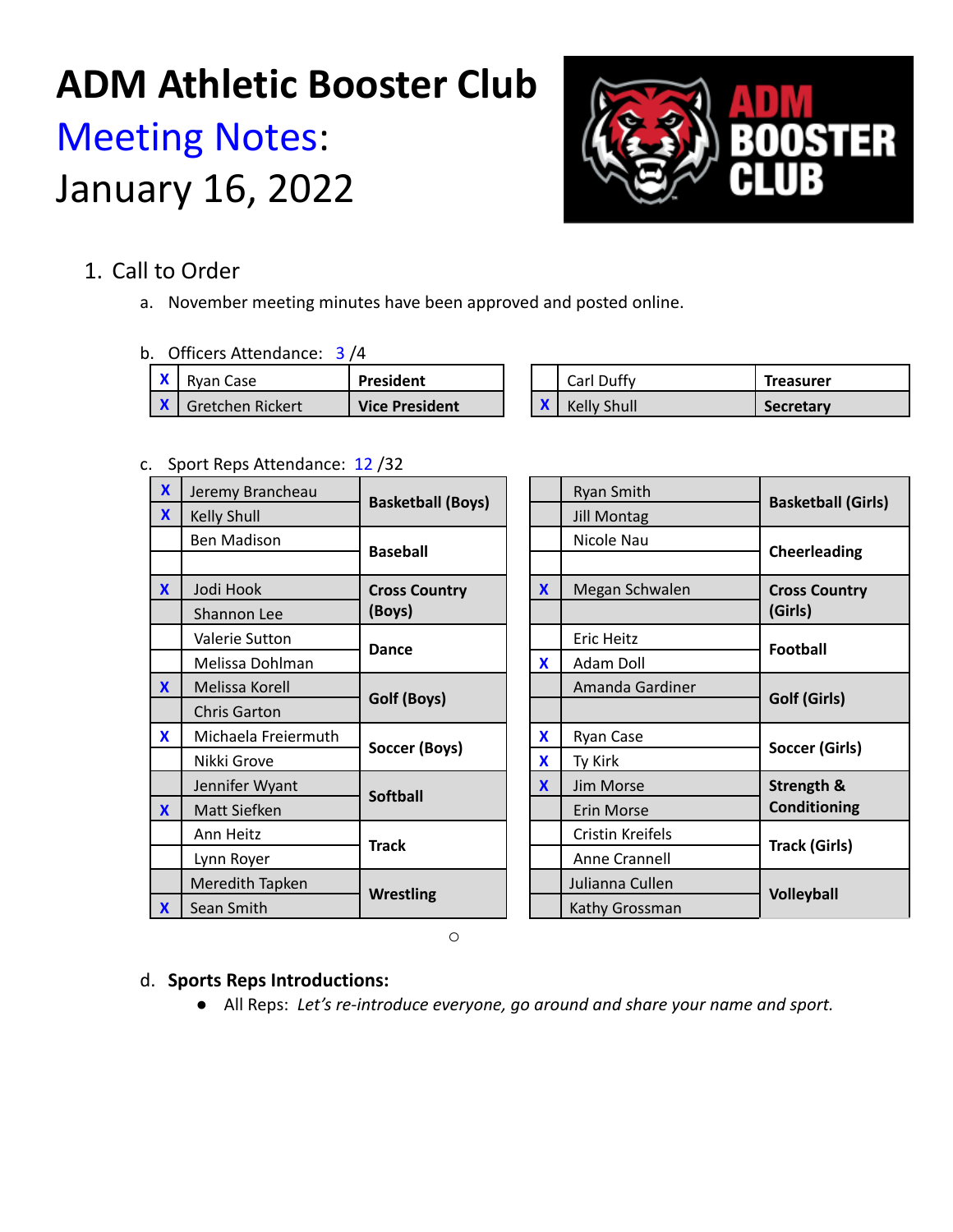# ADM Athletic Booster Club

## Meeting Notes:

## January 16, 2022

1. Call to Order
   a. November meeting minutes have been approved and posted online.

   b. Officers Attendance: 3 /4

| | Name | Role | | Name | Role |
|---|---|---|---|---|---|
| X | Ryan Case | **President** | | Carl Duffy | **Treasurer** |
| X | Gretchen Rickert | **Vice President** | X | Kelly Shull | **Secretary** |

   c. Sport Reps Attendance: 12 /32

| | Name | Sport | | Name | Sport |
|---|---|---|---|---|---|
| X | Jeremy Brancheau | **Basketball (Boys)** | | Ryan Smith | **Basketball (Girls)** |
| X | Kelly Shull | | | Jill Montag | |
| | Ben Madison | **Baseball** | | Nicole Nau | **Cheerleading** |
| | | | | | |
| X | Jodi Hook | **Cross Country (Boys)** | X | Megan Schwalen | **Cross Country (Girls)** |
| | Shannon Lee | | | | |
| | Valerie Sutton | **Dance** | | Eric Heitz | **Football** |
| | Melissa Dohlman | | X | Adam Doll | |
| X | Melissa Korell | **Golf (Boys)** | | Amanda Gardiner | **Golf (Girls)** |
| | Chris Garton | | | | |
| X | Michaela Freiermuth | **Soccer (Boys)** | X | Ryan Case | **Soccer (Girls)** |
| | Nikki Grove | | X | Ty Kirk | |
| | Jennifer Wyant | **Softball** | X | Jim Morse | **Strength & Conditioning** |
| X | Matt Siefken | | | Erin Morse | |
| | Ann Heitz | **Track** | | Cristin Kreifels | **Track (Girls)** |
| | Lynn Royer | | | Anne Crannell | |
| | Meredith Tapken | **Wrestling** | | Julianna Cullen | **Volleyball** |
| X | Sean Smith | | | Kathy Grossman | |

   d. **Sports Reps Introductions:**
      - All Reps: *Let's re-introduce everyone, go around and share your name and sport.*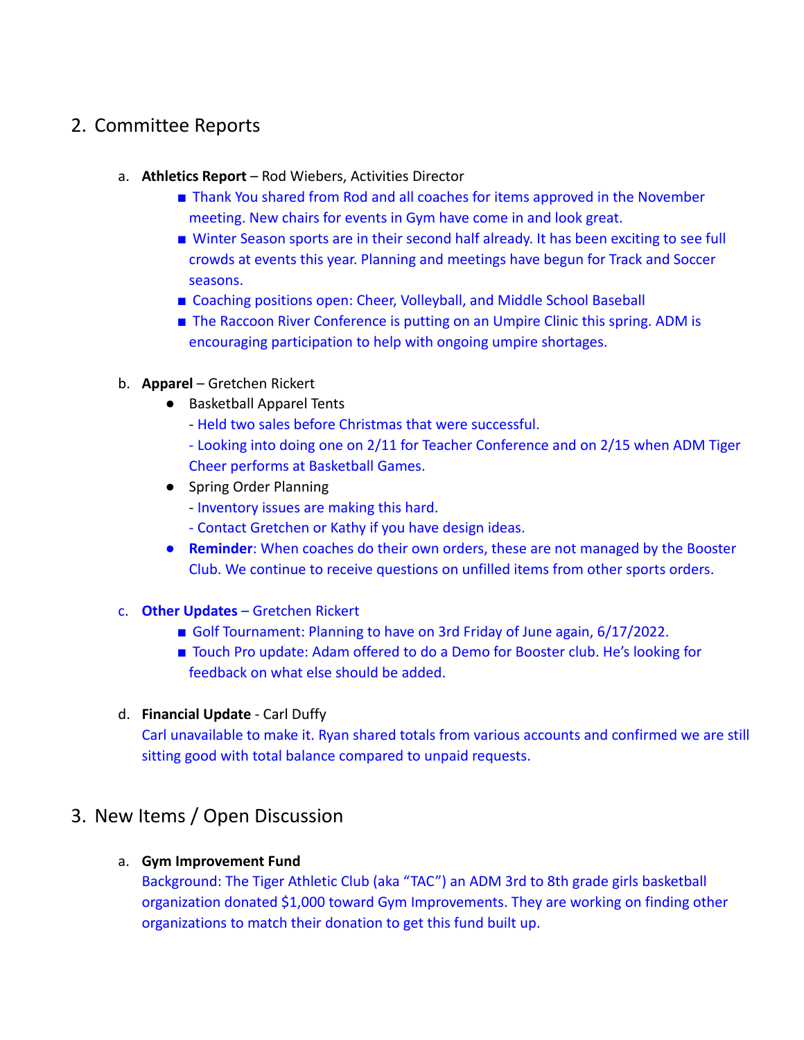## 2. Committee Reports

a. **Athletics Report** – Rod Wiebers, Activities Director

- Thank You shared from Rod and all coaches for items approved in the November meeting. New chairs for events in Gym have come in and look great.
- Winter Season sports are in their second half already. It has been exciting to see full crowds at events this year. Planning and meetings have begun for Track and Soccer seasons.
- Coaching positions open: Cheer, Volleyball, and Middle School Baseball
- The Raccoon River Conference is putting on an Umpire Clinic this spring. ADM is encouraging participation to help with ongoing umpire shortages.

b. **Apparel** – Gretchen Rickert

- Basketball Apparel Tents
  - Held two sales before Christmas that were successful.
  - Looking into doing one on 2/11 for Teacher Conference and on 2/15 when ADM Tiger Cheer performs at Basketball Games.
- Spring Order Planning
  - Inventory issues are making this hard.
  - Contact Gretchen or Kathy if you have design ideas.
- **Reminder**: When coaches do their own orders, these are not managed by the Booster Club. We continue to receive questions on unfilled items from other sports orders.

c. **Other Updates** – Gretchen Rickert

- Golf Tournament: Planning to have on 3rd Friday of June again, 6/17/2022.
- Touch Pro update: Adam offered to do a Demo for Booster club. He's looking for feedback on what else should be added.

d. **Financial Update** - Carl Duffy

Carl unavailable to make it. Ryan shared totals from various accounts and confirmed we are still sitting good with total balance compared to unpaid requests.

## 3. New Items / Open Discussion

a. **Gym Improvement Fund**

Background: The Tiger Athletic Club (aka "TAC") an ADM 3rd to 8th grade girls basketball organization donated $1,000 toward Gym Improvements. They are working on finding other organizations to match their donation to get this fund built up.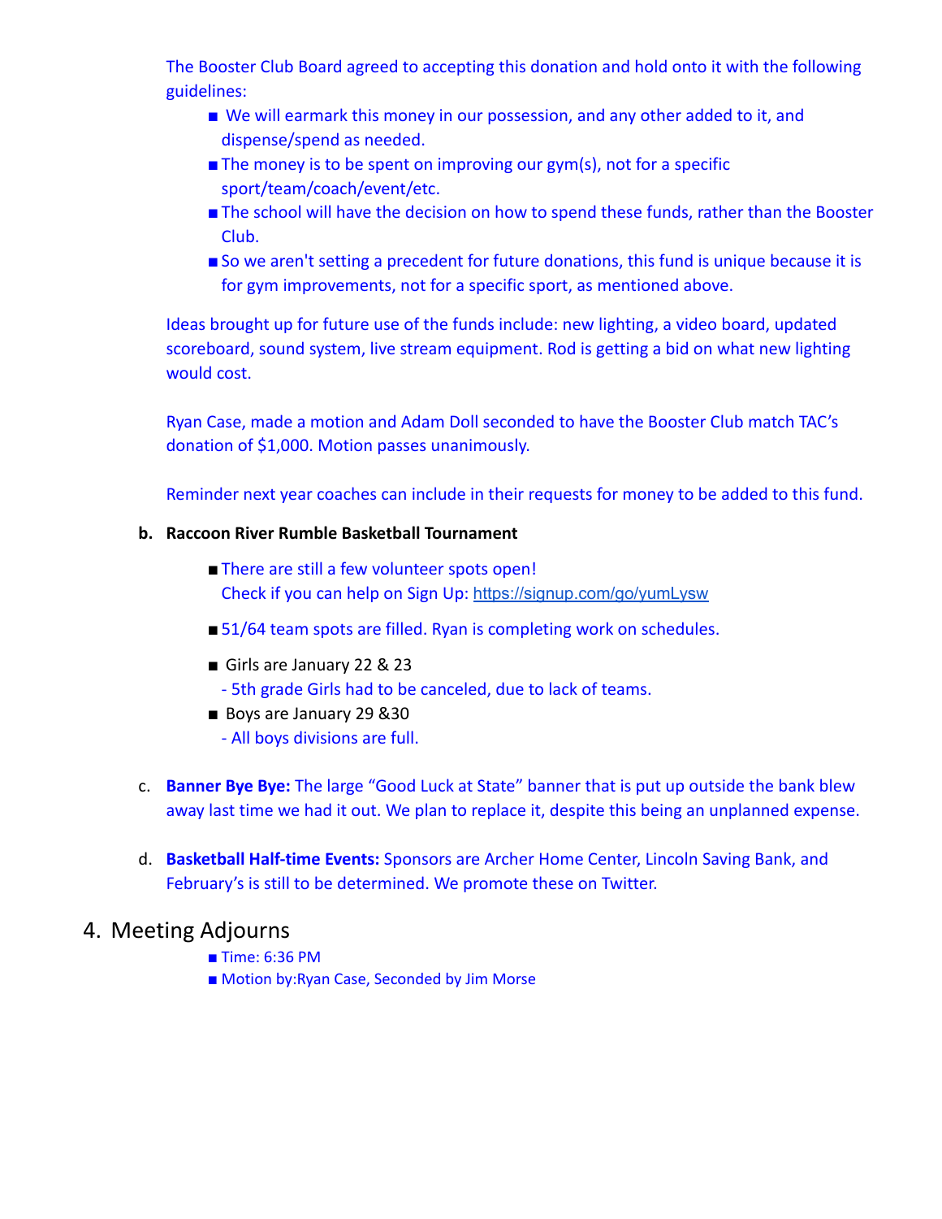The Booster Club Board agreed to accepting this donation and hold onto it with the following guidelines:

- We will earmark this money in our possession, and any other added to it, and dispense/spend as needed.
- The money is to be spent on improving our gym(s), not for a specific sport/team/coach/event/etc.
- The school will have the decision on how to spend these funds, rather than the Booster Club.
- So we aren't setting a precedent for future donations, this fund is unique because it is for gym improvements, not for a specific sport, as mentioned above.

Ideas brought up for future use of the funds include: new lighting, a video board, updated scoreboard, sound system, live stream equipment. Rod is getting a bid on what new lighting would cost.

Ryan Case, made a motion and Adam Doll seconded to have the Booster Club match TAC's donation of $1,000. Motion passes unanimously.

Reminder next year coaches can include in their requests for money to be added to this fund.

b. **Raccoon River Rumble Basketball Tournament**

- There are still a few volunteer spots open!
  Check if you can help on Sign Up: https://signup.com/go/yumLysw
- 51/64 team spots are filled. Ryan is completing work on schedules.
- Girls are January 22 & 23
  - 5th grade Girls had to be canceled, due to lack of teams.
- Boys are January 29 &30
  - All boys divisions are full.

c. **Banner Bye Bye:** The large "Good Luck at State" banner that is put up outside the bank blew away last time we had it out. We plan to replace it, despite this being an unplanned expense.

d. **Basketball Half-time Events:** Sponsors are Archer Home Center, Lincoln Saving Bank, and February's is still to be determined. We promote these on Twitter.

## 4. Meeting Adjourns

- Time: 6:36 PM
- Motion by:Ryan Case, Seconded by Jim Morse